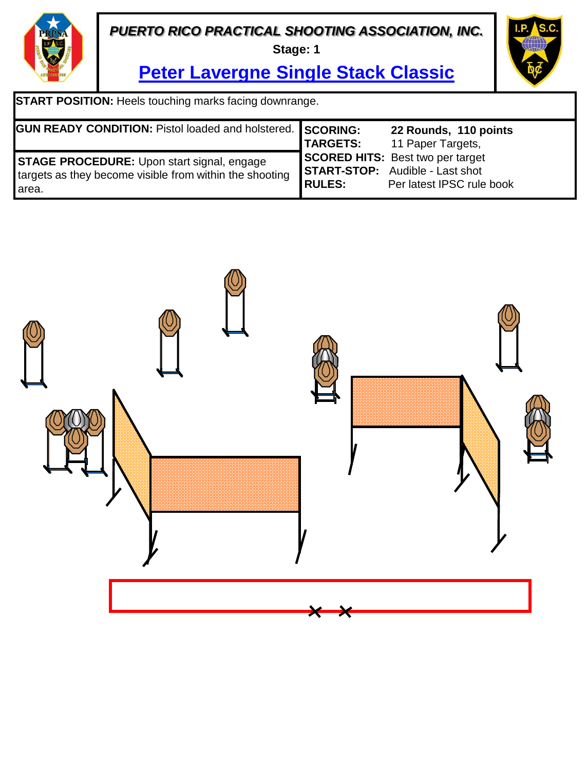***PUERTO RICO PRACTICAL SHOOTING ASSOCIATION, INC.***

**Stage: 1**

# Peter Lavergne Single Stack Classic

**START POSITION:** Heels touching marks facing downrange.

**GUN READY CONDITION:** Pistol loaded and holstered.

**STAGE PROCEDURE:** Upon start signal, engage targets as they become visible from within the shooting area.

| | |
|---|---|
| **SCORING:** | **22 Rounds, 110 points** |
| **TARGETS:** | 11 Paper Targets, |
| **SCORED HITS:** | Best two per target |
| **START-STOP:** | Audible - Last shot |
| **RULES:** | Per latest IPSC rule book |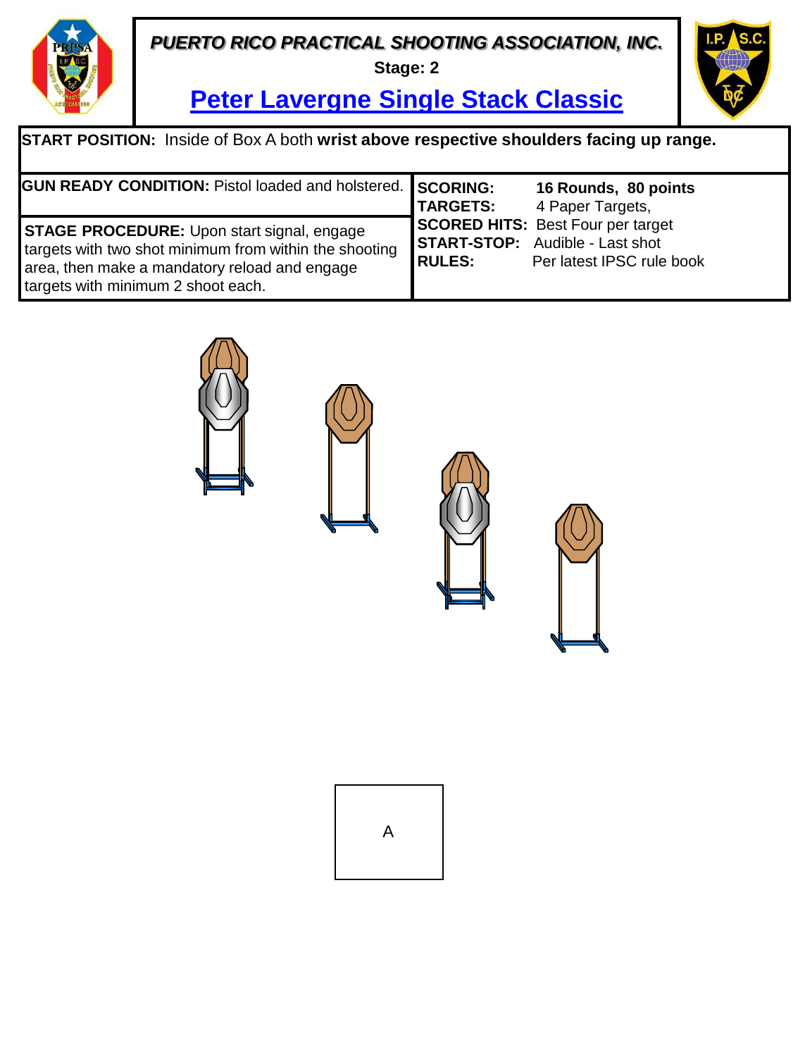***PUERTO RICO PRACTICAL SHOOTING ASSOCIATION, INC.***

**Stage: 2**

# Peter Lavergne Single Stack Classic

**START POSITION:** Inside of Box A both **wrist above respective shoulders facing up range.**

**GUN READY CONDITION:** Pistol loaded and holstered.

**STAGE PROCEDURE:** Upon start signal, engage targets with two shot minimum from within the shooting area, then make a mandatory reload and engage targets with minimum 2 shoot each.

| | |
|---|---|
| **SCORING:** | **16 Rounds, 80 points** |
| **TARGETS:** | 4 Paper Targets, |
| **SCORED HITS:** | Best Four per target |
| **START-STOP:** | Audible - Last shot |
| **RULES:** | Per latest IPSC rule book |

A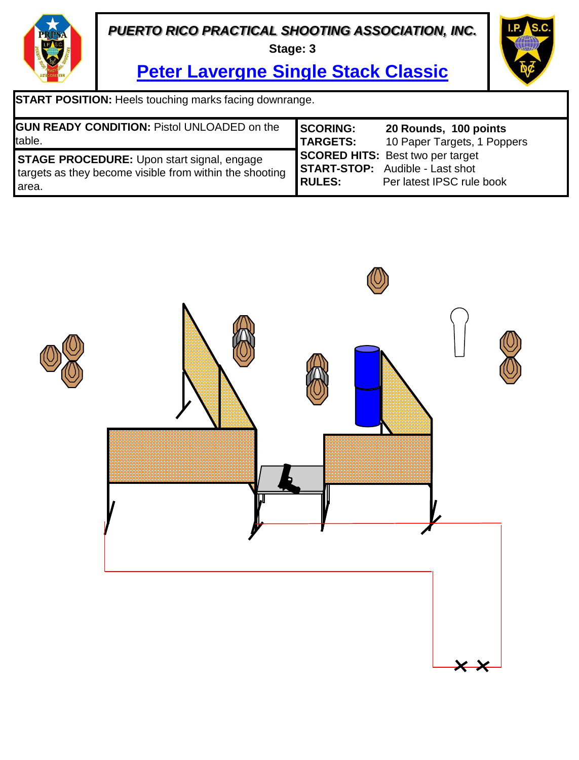***PUERTO RICO PRACTICAL SHOOTING ASSOCIATION, INC.***

**Stage: 3**

# Peter Lavergne Single Stack Classic

**START POSITION:** Heels touching marks facing downrange.

**GUN READY CONDITION:** Pistol UNLOADED on the table.

**STAGE PROCEDURE:** Upon start signal, engage targets as they become visible from within the shooting area.

| | |
|---|---|
| **SCORING:** | **20 Rounds, 100 points** |
| **TARGETS:** | 10 Paper Targets, 1 Poppers |
| **SCORED HITS:** | Best two per target |
| **START-STOP:** | Audible - Last shot |
| **RULES:** | Per latest IPSC rule book |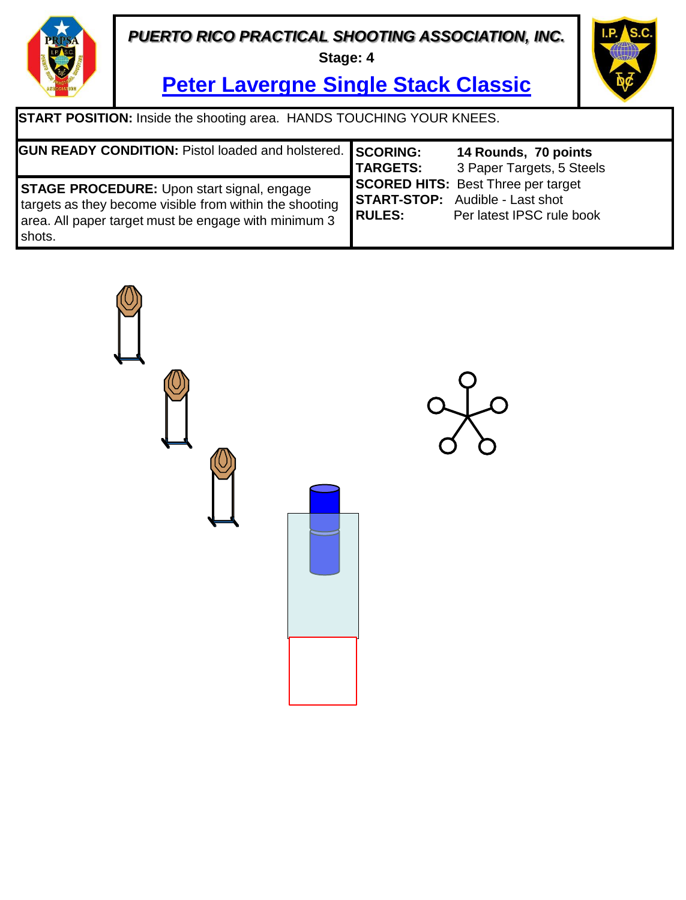**PUERTO RICO PRACTICAL SHOOTING ASSOCIATION, INC.**

**Stage: 4**

# Peter Lavergne Single Stack Classic

**START POSITION:** Inside the shooting area. HANDS TOUCHING YOUR KNEES.

**GUN READY CONDITION:** Pistol loaded and holstered.

**STAGE PROCEDURE:** Upon start signal, engage targets as they become visible from within the shooting area. All paper target must be engage with minimum 3 shots.

| | |
|---|---|
| **SCORING:** | **14 Rounds, 70 points** |
| **TARGETS:** | 3 Paper Targets, 5 Steels |
| **SCORED HITS:** | Best Three per target |
| **START-STOP:** | Audible - Last shot |
| **RULES:** | Per latest IPSC rule book |